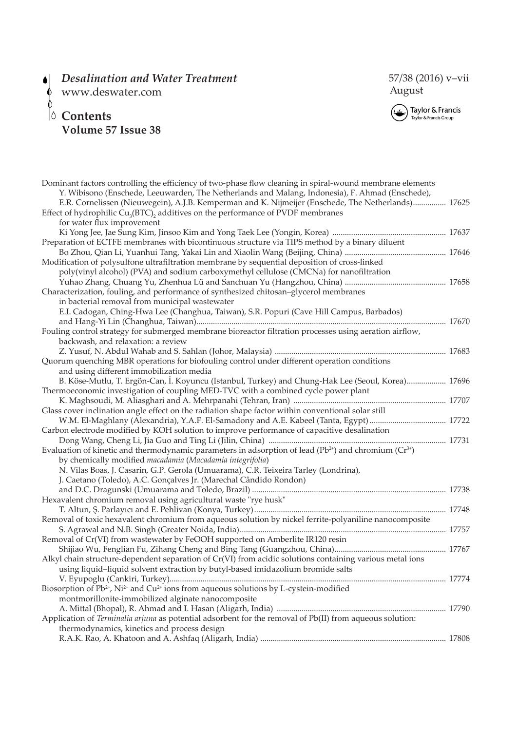# *Desalination and Water Treatment*

www.deswater.com

## Contents
## Volume 57 Issue 38

Dominant factors controlling the efficiency of two-phase flow cleaning in spiral-wound membrane elements
Y. Wibisono (Enschede, Leeuwarden, The Netherlands and Malang, Indonesia), F. Ahmad (Enschede), E.R. Cornelissen (Nieuwegein), A.J.B. Kemperman and K. Nijmeijer (Enschede, The Netherlands)................ 17625

Effect of hydrophilic $Cu_3(BTC)_2$ additives on the performance of PVDF membranes for water flux improvement
Ki Yong Jee, Jae Sung Kim, Jinsoo Kim and Yong Taek Lee (Yongin, Korea) ...................................................... 17637

Preparation of ECTFE membranes with bicontinuous structure via TIPS method by a binary diluent
Bo Zhou, Qian Li, Yuanhui Tang, Yakai Lin and Xiaolin Wang (Beijing, China) ................................................ 17646

Modification of polysulfone ultrafiltration membrane by sequential deposition of cross-linked poly(vinyl alcohol) (PVA) and sodium carboxymethyl cellulose (CMCNa) for nanofiltration
Yuhao Zhang, Chuang Yu, Zhenhua Lü and Sanchuan Yu (Hangzhou, China) ................................................ 17658

Characterization, fouling, and performance of synthesized chitosan–glycerol membranes in bacterial removal from municipal wastewater
E.I. Cadogan, Ching-Hwa Lee (Changhua, Taiwan), S.R. Popuri (Cave Hill Campus, Barbados) and Hang-Yi Lin (Changhua, Taiwan)........................................................................................................ 17670

Fouling control strategy for submerged membrane bioreactor filtration processes using aeration airflow, backwash, and relaxation: a review
Z. Yusuf, N. Abdul Wahab and S. Sahlan (Johor, Malaysia) .................................................................................. 17683

Quorum quenching MBR operations for biofouling control under different operation conditions and using different immobilization media
B. Köse-Mutlu, T. Ergön-Can, İ. Koyuncu (Istanbul, Turkey) and Chung-Hak Lee (Seoul, Korea).................. 17696

Thermoeconomic investigation of coupling MED-TVC with a combined cycle power plant
K. Maghsoudi, M. Aliasghari and A. Mehrpanahi (Tehran, Iran) .......................................................................... 17707

Glass cover inclination angle effect on the radiation shape factor within conventional solar still
W.M. El-Maghlany (Alexandria), Y.A.F. El-Samadony and A.E. Kabeel (Tanta, Egypt) ..................................... 17722

Carbon electrode modified by KOH solution to improve performance of capacitive desalination
Dong Wang, Cheng Li, Jia Guo and Ting Li (Jilin, China) ...................................................................................... 17731

Evaluation of kinetic and thermodynamic parameters in adsorption of lead ($Pb^{2+}$) and chromium ($Cr^{3+}$) by chemically modified *macadamia* (*Macadamia integrifolia*)
N. Vilas Boas, J. Casarin, G.P. Gerola (Umuarama), C.R. Teixeira Tarley (Londrina), J. Caetano (Toledo), A.C. Gonçalves Jr. (Marechal Cândido Rondon) and D.C. Dragunski (Umuarama and Toledo, Brazil) ............................................................................................. 17738

Hexavalent chromium removal using agricultural waste "rye husk"
T. Altun, Ş. Parlayıcı and E. Pehlivan (Konya, Turkey)............................................................................................ 17748

Removal of toxic hexavalent chromium from aqueous solution by nickel ferrite-polyaniline nanocomposite
S. Agrawal and N.B. Singh (Greater Noida, India).................................................................................................... 17757

Removal of Cr(VI) from wastewater by FeOOH supported on Amberlite IR120 resin
Shijiao Wu, Fenglian Fu, Zihang Cheng and Bing Tang (Guangzhou, China)...................................................... 17767

Alkyl chain structure-dependent separation of Cr(VI) from acidic solutions containing various metal ions using liquid–liquid solvent extraction by butyl-based imidazolium bromide salts
V. Eyupoglu (Cankiri, Turkey).................................................................................................................................... 17774

Biosorption of $Pb^{2+}$, $Ni^{2+}$ and $Cu^{2+}$ ions from aqueous solutions by L-cystein-modified montmorillonite-immobilized alginate nanocomposite
A. Mittal (Bhopal), R. Ahmad and I. Hasan (Aligarh, India) ................................................................................. 17790

Application of *Terminalia arjuna* as potential adsorbent for the removal of Pb(II) from aqueous solution: thermodynamics, kinetics and process design
R.A.K. Rao, A. Khatoon and A. Ashfaq (Aligarh, India) ......................................................................................... 17808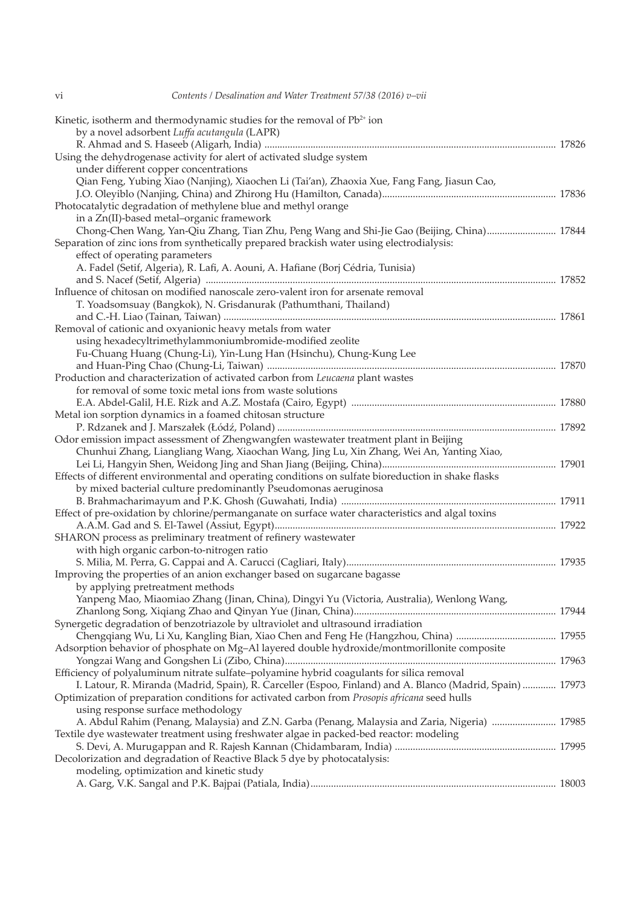Kinetic, isotherm and thermodynamic studies for the removal of $Pb^{2+}$ ion by a novel adsorbent *Luffa acutangula* (LAPR)
R. Ahmad and S. Haseeb (Aligarh, India) ... 17826

Using the dehydrogenase activity for alert of activated sludge system under different copper concentrations
Qian Feng, Yubing Xiao (Nanjing), Xiaochen Li (Tai'an), Zhaoxia Xue, Fang Fang, Jiasun Cao, J.O. Oleyiblo (Nanjing, China) and Zhirong Hu (Hamilton, Canada) ... 17836

Photocatalytic degradation of methylene blue and methyl orange in a Zn(II)-based metal–organic framework
Chong-Chen Wang, Yan-Qiu Zhang, Tian Zhu, Peng Wang and Shi-Jie Gao (Beijing, China) ... 17844

Separation of zinc ions from synthetically prepared brackish water using electrodialysis: effect of operating parameters
A. Fadel (Setif, Algeria), R. Lafi, A. Aouni, A. Hafiane (Borj Cédria, Tunisia) and S. Nacef (Setif, Algeria) ... 17852

Influence of chitosan on modified nanoscale zero-valent iron for arsenate removal
T. Yoadsomsuay (Bangkok), N. Grisdanurak (Pathumthani, Thailand) and C.-H. Liao (Tainan, Taiwan) ... 17861

Removal of cationic and oxyanionic heavy metals from water using hexadecyltrimethylammoniumbromide-modified zeolite
Fu-Chuang Huang (Chung-Li), Yin-Lung Han (Hsinchu), Chung-Kung Lee and Huan-Ping Chao (Chung-Li, Taiwan) ... 17870

Production and characterization of activated carbon from *Leucaena* plant wastes for removal of some toxic metal ions from waste solutions
E.A. Abdel-Galil, H.E. Rizk and A.Z. Mostafa (Cairo, Egypt) ... 17880

Metal ion sorption dynamics in a foamed chitosan structure
P. Rdzanek and J. Marszałek (Łódź, Poland) ... 17892

Odor emission impact assessment of Zhengwangfen wastewater treatment plant in Beijing
Chunhui Zhang, Liangliang Wang, Xiaochan Wang, Jing Lu, Xin Zhang, Wei An, Yanting Xiao, Lei Li, Hangyin Shen, Weidong Jing and Shan Jiang (Beijing, China) ... 17901

Effects of different environmental and operating conditions on sulfate bioreduction in shake flasks by mixed bacterial culture predominantly Pseudomonas aeruginosa
B. Brahmacharimayum and P.K. Ghosh (Guwahati, India) ... 17911

Effect of pre-oxidation by chlorine/permanganate on surface water characteristics and algal toxins
A.A.M. Gad and S. El-Tawel (Assiut, Egypt) ... 17922

SHARON process as preliminary treatment of refinery wastewater with high organic carbon-to-nitrogen ratio
S. Milia, M. Perra, G. Cappai and A. Carucci (Cagliari, Italy) ... 17935

Improving the properties of an anion exchanger based on sugarcane bagasse by applying pretreatment methods
Yanpeng Mao, Miaomiao Zhang (Jinan, China), Dingyi Yu (Victoria, Australia), Wenlong Wang, Zhanlong Song, Xiqiang Zhao and Qinyan Yue (Jinan, China) ... 17944

Synergetic degradation of benzotriazole by ultraviolet and ultrasound irradiation
Chengqiang Wu, Li Xu, Kangling Bian, Xiao Chen and Feng He (Hangzhou, China) ... 17955

Adsorption behavior of phosphate on Mg–Al layered double hydroxide/montmorillonite composite
Yongzai Wang and Gongshen Li (Zibo, China) ... 17963

Efficiency of polyaluminum nitrate sulfate–polyamine hybrid coagulants for silica removal
I. Latour, R. Miranda (Madrid, Spain), R. Carceller (Espoo, Finland) and A. Blanco (Madrid, Spain) ... 17973

Optimization of preparation conditions for activated carbon from *Prosopis africana* seed hulls using response surface methodology
A. Abdul Rahim (Penang, Malaysia) and Z.N. Garba (Penang, Malaysia and Zaria, Nigeria) ... 17985

Textile dye wastewater treatment using freshwater algae in packed-bed reactor: modeling
S. Devi, A. Murugappan and R. Rajesh Kannan (Chidambaram, India) ... 17995

Decolorization and degradation of Reactive Black 5 dye by photocatalysis: modeling, optimization and kinetic study
A. Garg, V.K. Sangal and P.K. Bajpai (Patiala, India) ... 18003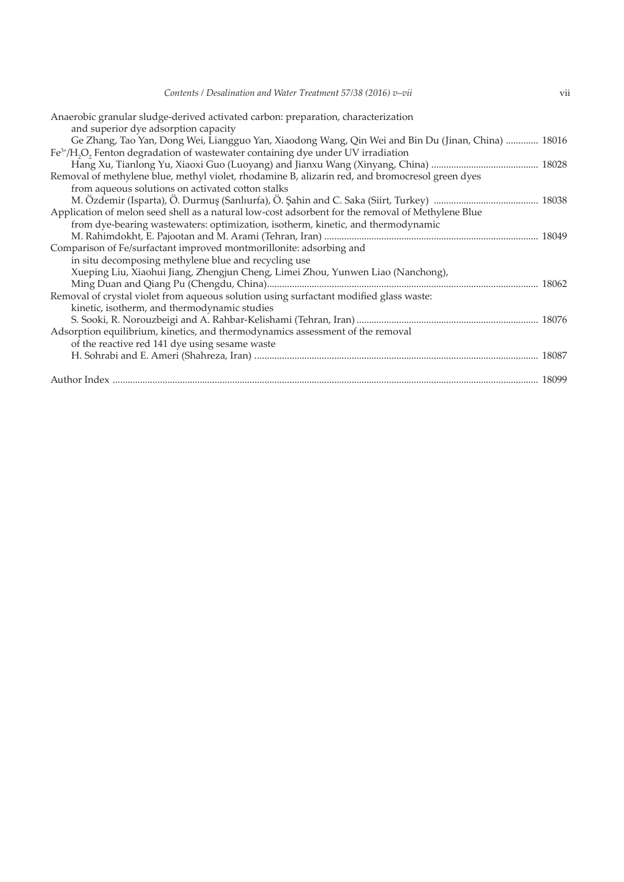Anaerobic granular sludge-derived activated carbon: preparation, characterization and superior dye adsorption capacity
Ge Zhang, Tao Yan, Dong Wei, Liangguo Yan, Xiaodong Wang, Qin Wei and Bin Du (Jinan, China) ............ 18016

$Fe^{3+}/H_2O_2$ Fenton degradation of wastewater containing dye under UV irradiation
Hang Xu, Tianlong Yu, Xiaoxi Guo (Luoyang) and Jianxu Wang (Xinyang, China) .......................................... 18028

Removal of methylene blue, methyl violet, rhodamine B, alizarin red, and bromocresol green dyes from aqueous solutions on activated cotton stalks
M. Özdemir (Isparta), Ö. Durmuş (Sanlıurfa), Ö. Şahin and C. Saka (Siirt, Turkey) .......................................... 18038

Application of melon seed shell as a natural low-cost adsorbent for the removal of Methylene Blue from dye-bearing wastewaters: optimization, isotherm, kinetic, and thermodynamic
M. Rahimdokht, E. Pajootan and M. Arami (Tehran, Iran) ..................................................................................... 18049

Comparison of Fe/surfactant improved montmorillonite: adsorbing and in situ decomposing methylene blue and recycling use
Xueping Liu, Xiaohui Jiang, Zhengjun Cheng, Limei Zhou, Yunwen Liao (Nanchong), Ming Duan and Qiang Pu (Chengdu, China)............................................................................................................ 18062

Removal of crystal violet from aqueous solution using surfactant modified glass waste: kinetic, isotherm, and thermodynamic studies
S. Sooki, R. Norouzbeigi and A. Rahbar-Kelishami (Tehran, Iran)........................................................................ 18076

Adsorption equilibrium, kinetics, and thermodynamics assessment of the removal of the reactive red 141 dye using sesame waste
H. Sohrabi and E. Ameri (Shahreza, Iran) ................................................................................................................ 18087

Author Index ........................................................................................................................................................ 18099